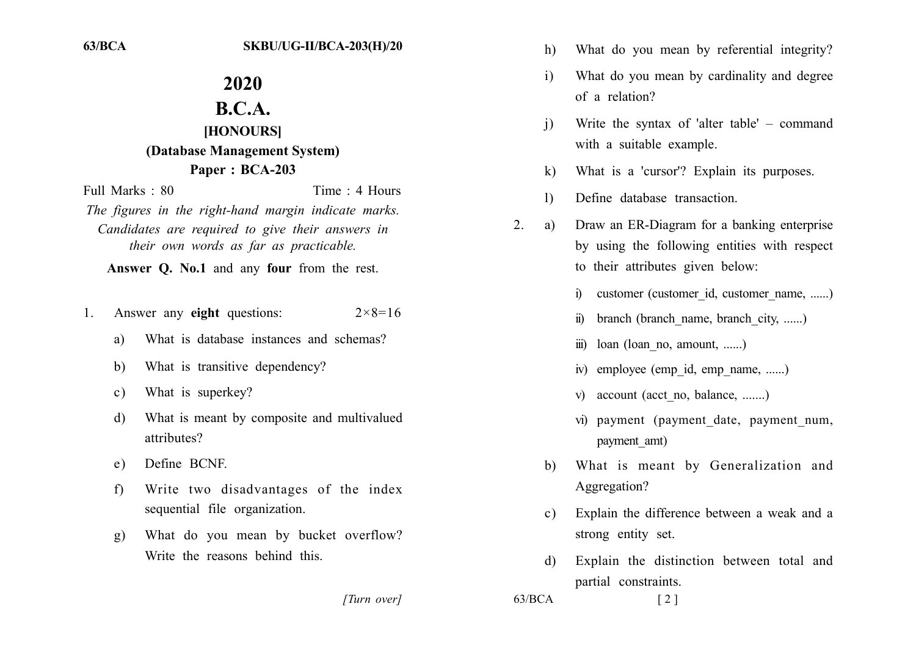# 2020

# B.C.A.

## [HONOURS]

## (Database Management System)

## Paper : BCA-203

Full Marks : 80 Time : 4 Hours

*The figures in the right-hand margin indicate marks. Candidates are required to give their answers in their own words as far as practicable.*

**Answer Q. No.1** and any **four** from the rest.

1. Answer any **eight** questions: $2\times8=16$

   a) What is database instances and schemas?

   b) What is transitive dependency?

   c) What is superkey?

   d) What is meant by composite and multivalued attributes?

   e) Define BCNF.

   f) Write two disadvantages of the index sequential file organization.

   g) What do you mean by bucket overflow? Write the reasons behind this.

   h) What do you mean by referential integrity?

   i) What do you mean by cardinality and degree of a relation?

   j) Write the syntax of 'alter table' – command with a suitable example.

   k) What is a 'cursor'? Explain its purposes.

   l) Define database transaction.

2. a) Draw an ER-Diagram for a banking enterprise by using the following entities with respect to their attributes given below:

   i) customer (customer_id, customer_name, ......)

   ii) branch (branch_name, branch_city, ......)

   iii) loan (loan_no, amount, ......)

   iv) employee (emp_id, emp_name, ......)

   v) account (acct_no, balance, .......)

   vi) payment (payment_date, payment_num, payment_amt)

   b) What is meant by Generalization and Aggregation?

   c) Explain the difference between a weak and a strong entity set.

   d) Explain the distinction between total and partial constraints.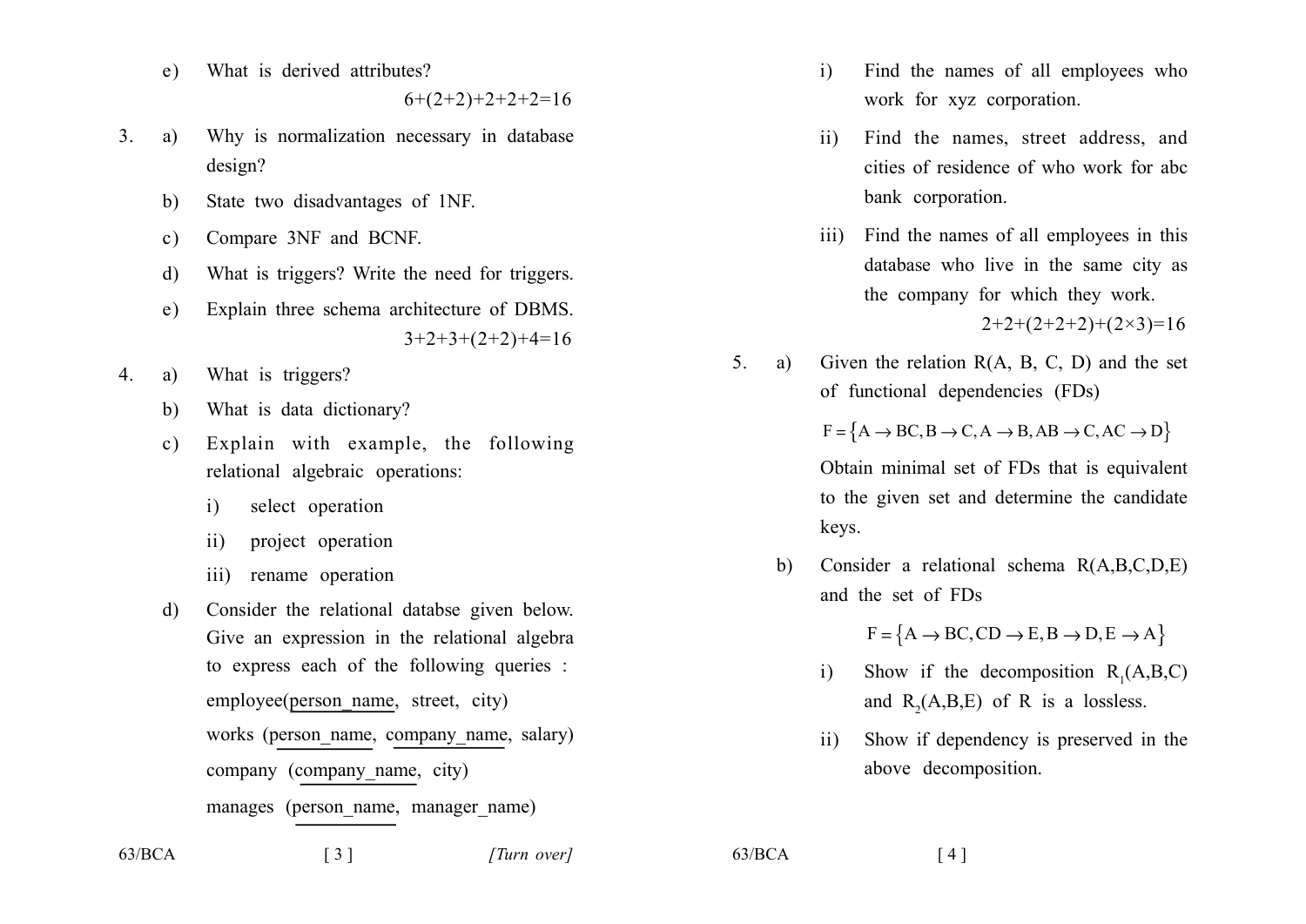e) What is derived attributes?

6+(2+2)+2+2+2=16

3. a) Why is normalization necessary in database design?

   b) State two disadvantages of 1NF.

   c) Compare 3NF and BCNF.

   d) What is triggers? Write the need for triggers.

   e) Explain three schema architecture of DBMS.

3+2+3+(2+2)+4=16

4. a) What is triggers?

   b) What is data dictionary?

   c) Explain with example, the following relational algebraic operations:

      i) select operation

      ii) project operation

      iii) rename operation

   d) Consider the relational databse given below. Give an expression in the relational algebra to express each of the following queries :

      employee(person_name, street, city)

      works (person_name, company_name, salary)

      company (company_name, city)

      manages (person_name, manager_name)

      i) Find the names of all employees who work for xyz corporation.

      ii) Find the names, street address, and cities of residence of who work for abc bank corporation.

      iii) Find the names of all employees in this database who live in the same city as the company for which they work.

2+2+(2+2+2)+(2×3)=16

5. a) Given the relation R(A, B, C, D) and the set of functional dependencies (FDs)

   $$F = \{A \to BC, B \to C, A \to B, AB \to C, AC \to D\}$$

   Obtain minimal set of FDs that is equivalent to the given set and determine the candidate keys.

   b) Consider a relational schema R(A,B,C,D,E) and the set of FDs

   $$F = \{A \to BC, CD \to E, B \to D, E \to A\}$$

      i) Show if the decomposition $R_1$(A,B,C) and $R_2$(A,B,E) of R is a lossless.

      ii) Show if dependency is preserved in the above decomposition.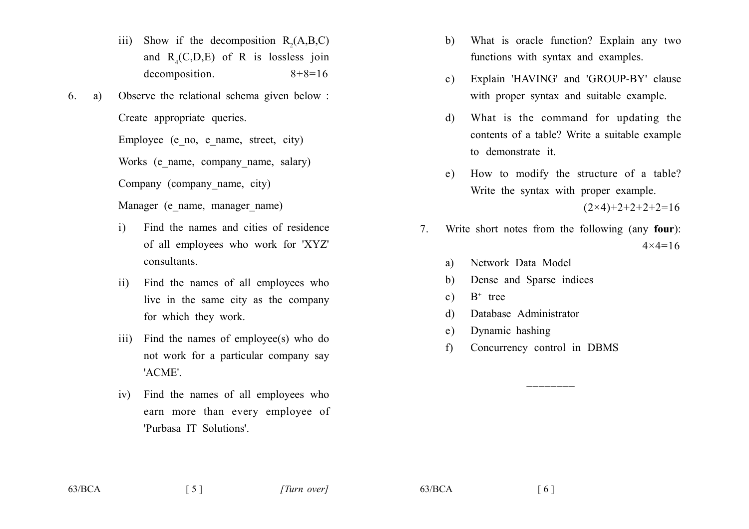iii) Show if the decomposition $R_2(A,B,C)$ and $R_4(C,D,E)$ of R is lossless join decomposition. 8+8=16

6\. a) Observe the relational schema given below :

Create appropriate queries.

Employee (e_no, e_name, street, city)

Works (e_name, company_name, salary)

Company (company_name, city)

Manager (e_name, manager_name)

i) Find the names and cities of residence of all employees who work for 'XYZ' consultants.

ii) Find the names of all employees who live in the same city as the company for which they work.

iii) Find the names of employee(s) who do not work for a particular company say 'ACME'.

iv) Find the names of all employees who earn more than every employee of 'Purbasa IT Solutions'.

b) What is oracle function? Explain any two functions with syntax and examples.

c) Explain 'HAVING' and 'GROUP-BY' clause with proper syntax and suitable example.

d) What is the command for updating the contents of a table? Write a suitable example to demonstrate it.

e) How to modify the structure of a table? Write the syntax with proper example.

(2×4)+2+2+2+2=16

7\. Write short notes from the following (any **four**): 4×4=16

a) Network Data Model

b) Dense and Sparse indices

c) $B^+$ tree

d) Database Administrator

e) Dynamic hashing

f) Concurrency control in DBMS

————